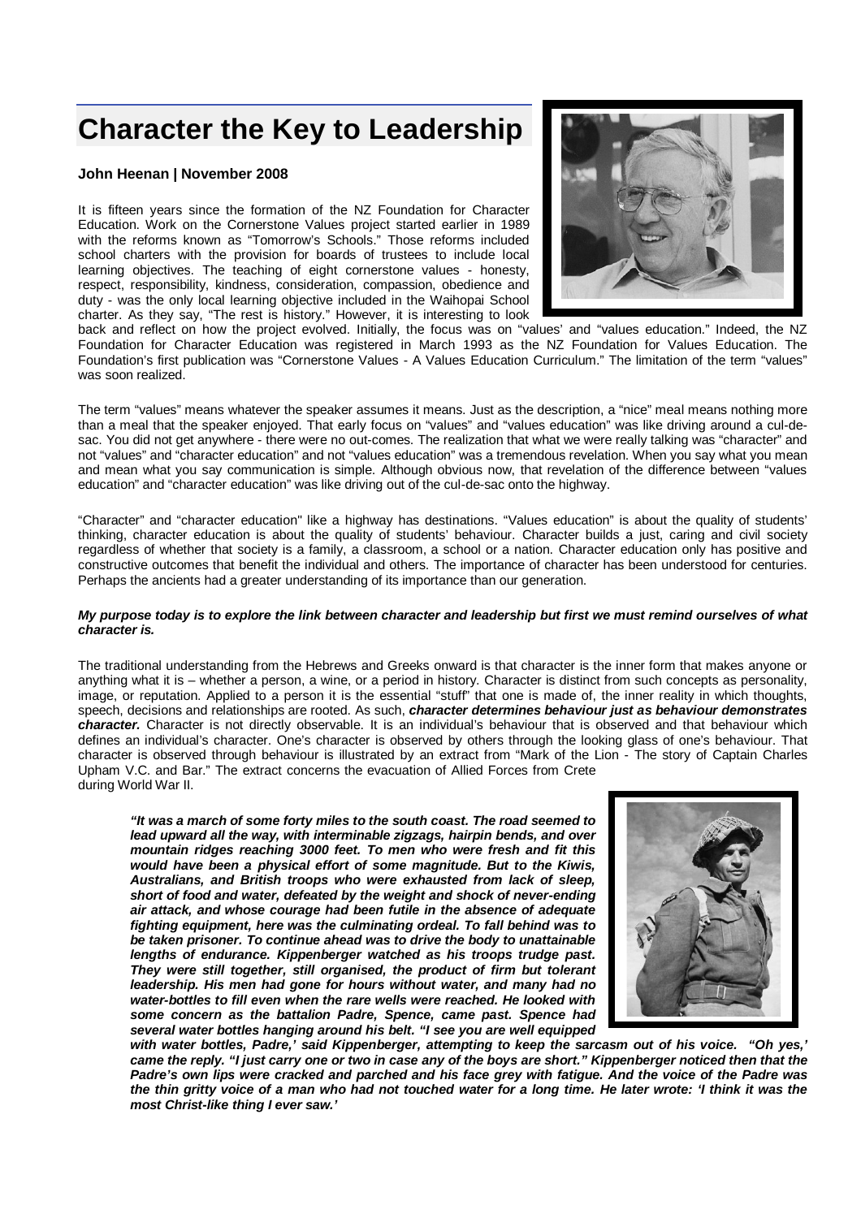# Character the Key to Leadership

**John Heenan | November 2008**

It is fifteen years since the formation of the NZ Foundation for Character Education. Work on the Cornerstone Values project started earlier in 1989 with the reforms known as "Tomorrow's Schools." Those reforms included school charters with the provision for boards of trustees to include local learning objectives. The teaching of eight cornerstone values - honesty, respect, responsibility, kindness, consideration, compassion, obedience and duty - was the only local learning objective included in the Waihopai School charter. As they say, "The rest is history." However, it is interesting to look back and reflect on how the project evolved. Initially, the focus was on "values' and "values education." Indeed, the NZ Foundation for Character Education was registered in March 1993 as the NZ Foundation for Values Education. The Foundation's first publication was "Cornerstone Values - A Values Education Curriculum." The limitation of the term "values" was soon realized.

The term "values" means whatever the speaker assumes it means. Just as the description, a "nice" meal means nothing more than a meal that the speaker enjoyed. That early focus on "values" and "values education" was like driving around a cul-de-sac. You did not get anywhere - there were no out-comes. The realization that what we were really talking was "character" and not "values" and "character education" and not "values education" was a tremendous revelation. When you say what you mean and mean what you say communication is simple. Although obvious now, that revelation of the difference between "values education" and "character education" was like driving out of the cul-de-sac onto the highway.

"Character" and "character education" like a highway has destinations. "Values education" is about the quality of students' thinking, character education is about the quality of students' behaviour. Character builds a just, caring and civil society regardless of whether that society is a family, a classroom, a school or a nation. Character education only has positive and constructive outcomes that benefit the individual and others. The importance of character has been understood for centuries. Perhaps the ancients had a greater understanding of its importance than our generation.

***My purpose today is to explore the link between character and leadership but first we must remind ourselves of what character is.***

The traditional understanding from the Hebrews and Greeks onward is that character is the inner form that makes anyone or anything what it is – whether a person, a wine, or a period in history. Character is distinct from such concepts as personality, image, or reputation. Applied to a person it is the essential "stuff" that one is made of, the inner reality in which thoughts, speech, decisions and relationships are rooted. As such, ***character determines behaviour just as behaviour demonstrates character.*** Character is not directly observable. It is an individual's behaviour that is observed and that behaviour which defines an individual's character. One's character is observed by others through the looking glass of one's behaviour. That character is observed through behaviour is illustrated by an extract from "Mark of the Lion - The story of Captain Charles Upham V.C. and Bar." The extract concerns the evacuation of Allied Forces from Crete during World War II.

> ***"It was a march of some forty miles to the south coast. The road seemed to lead upward all the way, with interminable zigzags, hairpin bends, and over mountain ridges reaching 3000 feet. To men who were fresh and fit this would have been a physical effort of some magnitude. But to the Kiwis, Australians, and British troops who were exhausted from lack of sleep, short of food and water, defeated by the weight and shock of never-ending air attack, and whose courage had been futile in the absence of adequate fighting equipment, here was the culminating ordeal. To fall behind was to be taken prisoner. To continue ahead was to drive the body to unattainable lengths of endurance. Kippenberger watched as his troops trudge past. They were still together, still organised, the product of firm but tolerant leadership. His men had gone for hours without water, and many had no water-bottles to fill even when the rare wells were reached. He looked with some concern as the battalion Padre, Spence, came past. Spence had several water bottles hanging around his belt. "I see you are well equipped with water bottles, Padre,' said Kippenberger, attempting to keep the sarcasm out of his voice. "Oh yes,' came the reply. "I just carry one or two in case any of the boys are short." Kippenberger noticed then that the Padre's own lips were cracked and parched and his face grey with fatigue. And the voice of the Padre was the thin gritty voice of a man who had not touched water for a long time. He later wrote: 'I think it was the most Christ-like thing I ever saw.'***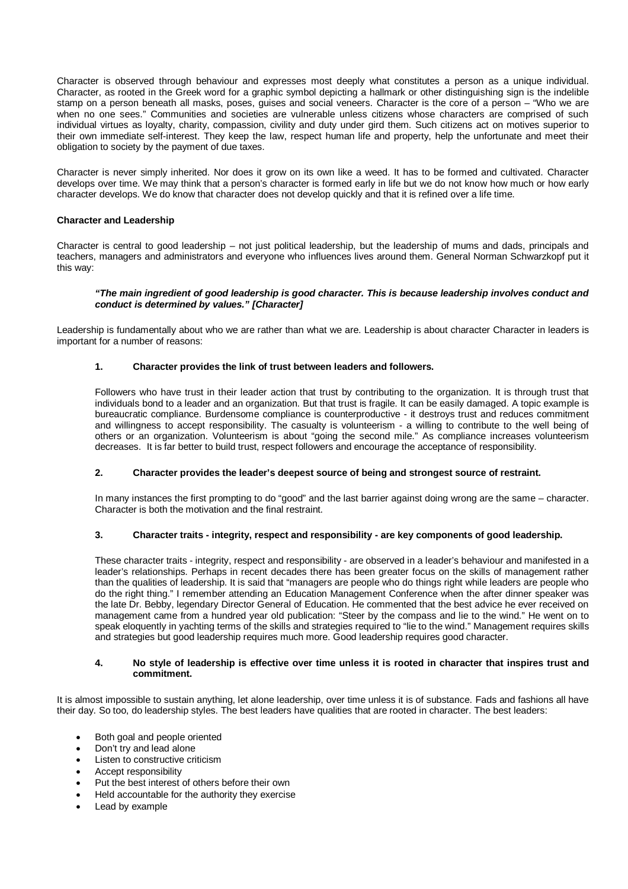Character is observed through behaviour and expresses most deeply what constitutes a person as a unique individual. Character, as rooted in the Greek word for a graphic symbol depicting a hallmark or other distinguishing sign is the indelible stamp on a person beneath all masks, poses, guises and social veneers. Character is the core of a person – "Who we are when no one sees." Communities and societies are vulnerable unless citizens whose characters are comprised of such individual virtues as loyalty, charity, compassion, civility and duty under gird them. Such citizens act on motives superior to their own immediate self-interest. They keep the law, respect human life and property, help the unfortunate and meet their obligation to society by the payment of due taxes.

Character is never simply inherited. Nor does it grow on its own like a weed. It has to be formed and cultivated. Character develops over time. We may think that a person's character is formed early in life but we do not know how much or how early character develops. We do know that character does not develop quickly and that it is refined over a life time.

**Character and Leadership**

Character is central to good leadership – not just political leadership, but the leadership of mums and dads, principals and teachers, managers and administrators and everyone who influences lives around them. General Norman Schwarzkopf put it this way:

> ***"The main ingredient of good leadership is good character. This is because leadership involves conduct and conduct is determined by values." [Character]***

Leadership is fundamentally about who we are rather than what we are. Leadership is about character Character in leaders is important for a number of reasons:

**1. Character provides the link of trust between leaders and followers.**

Followers who have trust in their leader action that trust by contributing to the organization. It is through trust that individuals bond to a leader and an organization. But that trust is fragile. It can be easily damaged. A topic example is bureaucratic compliance. Burdensome compliance is counterproductive - it destroys trust and reduces commitment and willingness to accept responsibility. The casualty is volunteerism - a willing to contribute to the well being of others or an organization. Volunteerism is about "going the second mile." As compliance increases volunteerism decreases. It is far better to build trust, respect followers and encourage the acceptance of responsibility.

**2. Character provides the leader's deepest source of being and strongest source of restraint.**

In many instances the first prompting to do "good" and the last barrier against doing wrong are the same – character. Character is both the motivation and the final restraint.

**3. Character traits - integrity, respect and responsibility - are key components of good leadership.**

These character traits - integrity, respect and responsibility - are observed in a leader's behaviour and manifested in a leader's relationships. Perhaps in recent decades there has been greater focus on the skills of management rather than the qualities of leadership. It is said that "managers are people who do things right while leaders are people who do the right thing." I remember attending an Education Management Conference when the after dinner speaker was the late Dr. Bebby, legendary Director General of Education. He commented that the best advice he ever received on management came from a hundred year old publication: "Steer by the compass and lie to the wind." He went on to speak eloquently in yachting terms of the skills and strategies required to "lie to the wind." Management requires skills and strategies but good leadership requires much more. Good leadership requires good character.

**4. No style of leadership is effective over time unless it is rooted in character that inspires trust and commitment.**

It is almost impossible to sustain anything, let alone leadership, over time unless it is of substance. Fads and fashions all have their day. So too, do leadership styles. The best leaders have qualities that are rooted in character. The best leaders:

- Both goal and people oriented
- Don't try and lead alone
- Listen to constructive criticism
- Accept responsibility
- Put the best interest of others before their own
- Held accountable for the authority they exercise
- Lead by example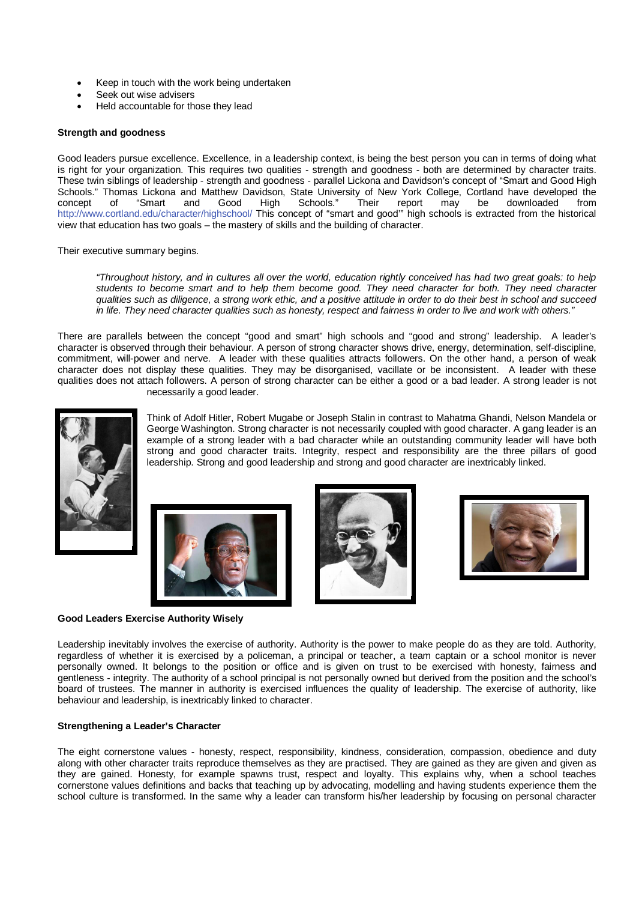- Keep in touch with the work being undertaken
- Seek out wise advisers
- Held accountable for those they lead

**Strength and goodness**

Good leaders pursue excellence. Excellence, in a leadership context, is being the best person you can in terms of doing what is right for your organization. This requires two qualities - strength and goodness - both are determined by character traits. These twin siblings of leadership - strength and goodness - parallel Lickona and Davidson's concept of "Smart and Good High Schools." Thomas Lickona and Matthew Davidson, State University of New York College, Cortland have developed the concept of "Smart and Good High Schools." Their report may be downloaded from http://www.cortland.edu/character/highschool/ This concept of "smart and good'" high schools is extracted from the historical view that education has two goals – the mastery of skills and the building of character.

Their executive summary begins.

> *"Throughout history, and in cultures all over the world, education rightly conceived has had two great goals: to help students to become smart and to help them become good. They need character for both. They need character qualities such as diligence, a strong work ethic, and a positive attitude in order to do their best in school and succeed in life. They need character qualities such as honesty, respect and fairness in order to live and work with others."*

There are parallels between the concept "good and smart" high schools and "good and strong" leadership. A leader's character is observed through their behaviour. A person of strong character shows drive, energy, determination, self-discipline, commitment, will-power and nerve. A leader with these qualities attracts followers. On the other hand, a person of weak character does not display these qualities. They may be disorganised, vacillate or be inconsistent. A leader with these qualities does not attach followers. A person of strong character can be either a good or a bad leader. A strong leader is not necessarily a good leader.

Think of Adolf Hitler, Robert Mugabe or Joseph Stalin in contrast to Mahatma Ghandi, Nelson Mandela or George Washington. Strong character is not necessarily coupled with good character. A gang leader is an example of a strong leader with a bad character while an outstanding community leader will have both strong and good character traits. Integrity, respect and responsibility are the three pillars of good leadership. Strong and good leadership and strong and good character are inextricably linked.

**Good Leaders Exercise Authority Wisely**

Leadership inevitably involves the exercise of authority. Authority is the power to make people do as they are told. Authority, regardless of whether it is exercised by a policeman, a principal or teacher, a team captain or a school monitor is never personally owned. It belongs to the position or office and is given on trust to be exercised with honesty, fairness and gentleness - integrity. The authority of a school principal is not personally owned but derived from the position and the school's board of trustees. The manner in authority is exercised influences the quality of leadership. The exercise of authority, like behaviour and leadership, is inextricably linked to character.

**Strengthening a Leader's Character**

The eight cornerstone values - honesty, respect, responsibility, kindness, consideration, compassion, obedience and duty along with other character traits reproduce themselves as they are practised. They are gained as they are given and given as they are gained. Honesty, for example spawns trust, respect and loyalty. This explains why, when a school teaches cornerstone values definitions and backs that teaching up by advocating, modelling and having students experience them the school culture is transformed. In the same why a leader can transform his/her leadership by focusing on personal character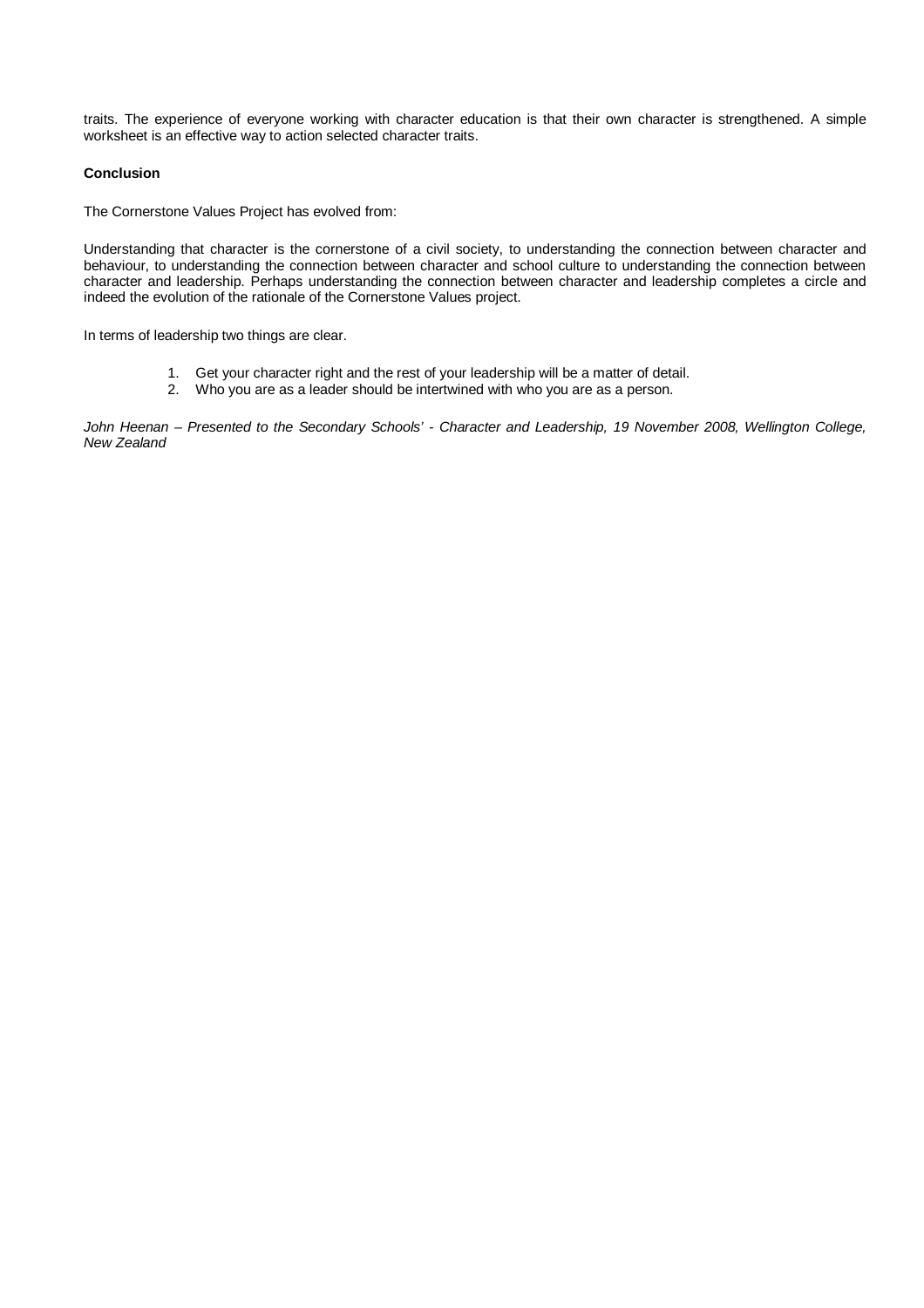traits. The experience of everyone working with character education is that their own character is strengthened. A simple worksheet is an effective way to action selected character traits.

**Conclusion**

The Cornerstone Values Project has evolved from:

Understanding that character is the cornerstone of a civil society, to understanding the connection between character and behaviour, to understanding the connection between character and school culture to understanding the connection between character and leadership. Perhaps understanding the connection between character and leadership completes a circle and indeed the evolution of the rationale of the Cornerstone Values project.

In terms of leadership two things are clear.

1. Get your character right and the rest of your leadership will be a matter of detail.
2. Who you are as a leader should be intertwined with who you are as a person.

*John Heenan – Presented to the Secondary Schools' - Character and Leadership, 19 November 2008, Wellington College, New Zealand*